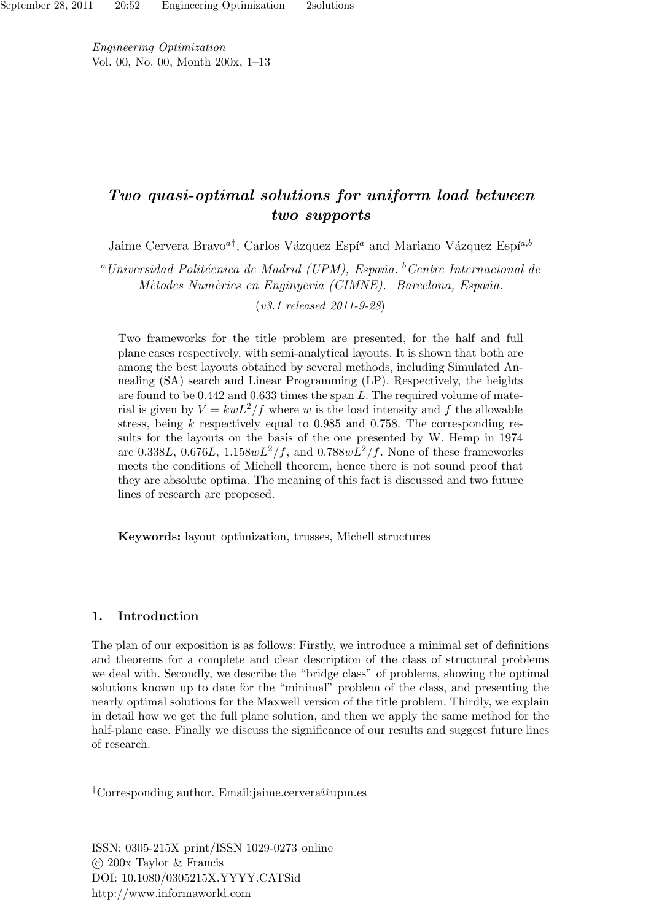*Engineering Optimization*
Vol. 00, No. 00, Month 200x, 1–13

# *Two quasi-optimal solutions for uniform load between two supports*

Jaime Cervera Bravo[a†], Carlos Vázquez Espí[a] and Mariano Vázquez Espí[a,b]

[a] *Universidad Politécnica de Madrid (UPM), España.* [b] *Centre Internacional de Mètodes Numèrics en Enginyeria (CIMNE). Barcelona, España.*

(*v3.1 released 2011-9-28*)

Two frameworks for the title problem are presented, for the half and full plane cases respectively, with semi-analytical layouts. It is shown that both are among the best layouts obtained by several methods, including Simulated Annealing (SA) search and Linear Programming (LP). Respectively, the heights are found to be 0.442 and 0.633 times the span $L$. The required volume of material is given by $V = kwL^2/f$ where $w$ is the load intensity and $f$ the allowable stress, being $k$ respectively equal to 0.985 and 0.758. The corresponding results for the layouts on the basis of the one presented by W. Hemp in 1974 are $0.338L$, $0.676L$, $1.158wL^2/f$, and $0.788wL^2/f$. None of these frameworks meets the conditions of Michell theorem, hence there is not sound proof that they are absolute optima. The meaning of this fact is discussed and two future lines of research are proposed.

**Keywords:** layout optimization, trusses, Michell structures

## 1. Introduction

The plan of our exposition is as follows: Firstly, we introduce a minimal set of definitions and theorems for a complete and clear description of the class of structural problems we deal with. Secondly, we describe the "bridge class" of problems, showing the optimal solutions known up to date for the "minimal" problem of the class, and presenting the nearly optimal solutions for the Maxwell version of the title problem. Thirdly, we explain in detail how we get the full plane solution, and then we apply the same method for the half-plane case. Finally we discuss the significance of our results and suggest future lines of research.

---

[†]Corresponding author. Email:jaime.cervera@upm.es

ISSN: 0305-215X print/ISSN 1029-0273 online
© 200x Taylor & Francis
DOI: 10.1080/0305215X.YYYY.CATSid
http://www.informaworld.com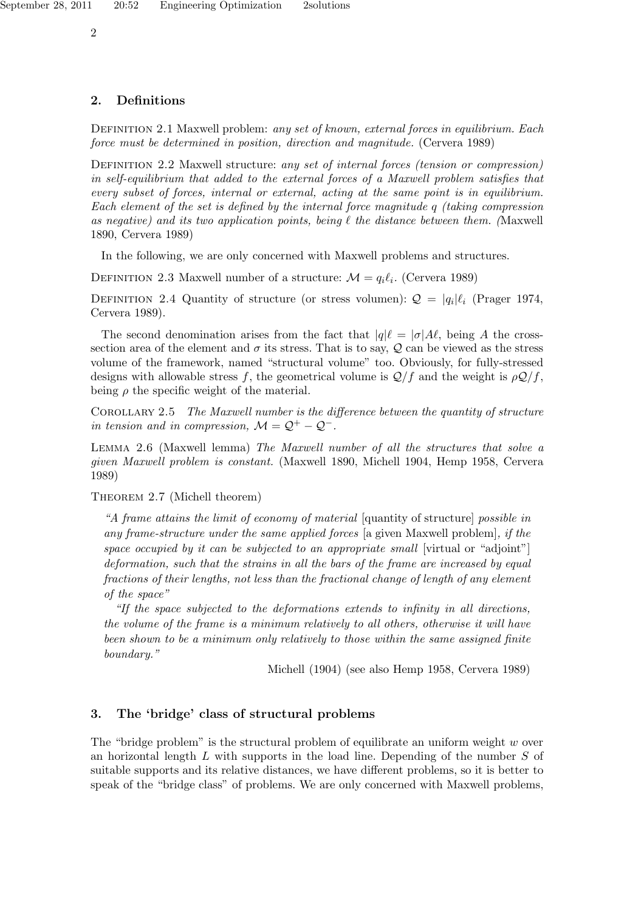## 2. Definitions

Definition 2.1 Maxwell problem: *any set of known, external forces in equilibrium. Each force must be determined in position, direction and magnitude.* (Cervera 1989)

Definition 2.2 Maxwell structure: *any set of internal forces (tension or compression) in self-equilibrium that added to the external forces of a Maxwell problem satisfies that every subset of forces, internal or external, acting at the same point is in equilibrium. Each element of the set is defined by the internal force magnitude $q$ (taking compression as negative) and its two application points, being $\ell$ the distance between them. (*Maxwell 1890, Cervera 1989)

In the following, we are only concerned with Maxwell problems and structures.

Definition 2.3 Maxwell number of a structure: $\mathcal{M} = q_i \ell_i$. (Cervera 1989)

Definition 2.4 Quantity of structure (or stress volumen): $\mathcal{Q} = |q_i|\ell_i$ (Prager 1974, Cervera 1989).

The second denomination arises from the fact that $|q|\ell = |\sigma|A\ell$, being $A$ the cross-section area of the element and $\sigma$ its stress. That is to say, $\mathcal{Q}$ can be viewed as the stress volume of the framework, named "structural volume" too. Obviously, for fully-stressed designs with allowable stress $f$, the geometrical volume is $\mathcal{Q}/f$ and the weight is $\rho\mathcal{Q}/f$, being $\rho$ the specific weight of the material.

Corollary 2.5 *The Maxwell number is the difference between the quantity of structure in tension and in compression, $\mathcal{M} = \mathcal{Q}^{+} - \mathcal{Q}^{-}$.*

Lemma 2.6 (Maxwell lemma) *The Maxwell number of all the structures that solve a given Maxwell problem is constant.* (Maxwell 1890, Michell 1904, Hemp 1958, Cervera 1989)

Theorem 2.7 (Michell theorem)

> *"A frame attains the limit of economy of material* [quantity of structure] *possible in any frame-structure under the same applied forces* [a given Maxwell problem]*, if the space occupied by it can be subjected to an appropriate small* [virtual or "adjoint"] *deformation, such that the strains in all the bars of the frame are increased by equal fractions of their lengths, not less than the fractional change of length of any element of the space"*
>
> *"If the space subjected to the deformations extends to infinity in all directions, the volume of the frame is a minimum relatively to all others, otherwise it will have been shown to be a minimum only relatively to those within the same assigned finite boundary."*
>
> Michell (1904) (see also Hemp 1958, Cervera 1989)

## 3. The 'bridge' class of structural problems

The "bridge problem" is the structural problem of equilibrate an uniform weight $w$ over an horizontal length $L$ with supports in the load line. Depending of the number $S$ of suitable supports and its relative distances, we have different problems, so it is better to speak of the "bridge class" of problems. We are only concerned with Maxwell problems,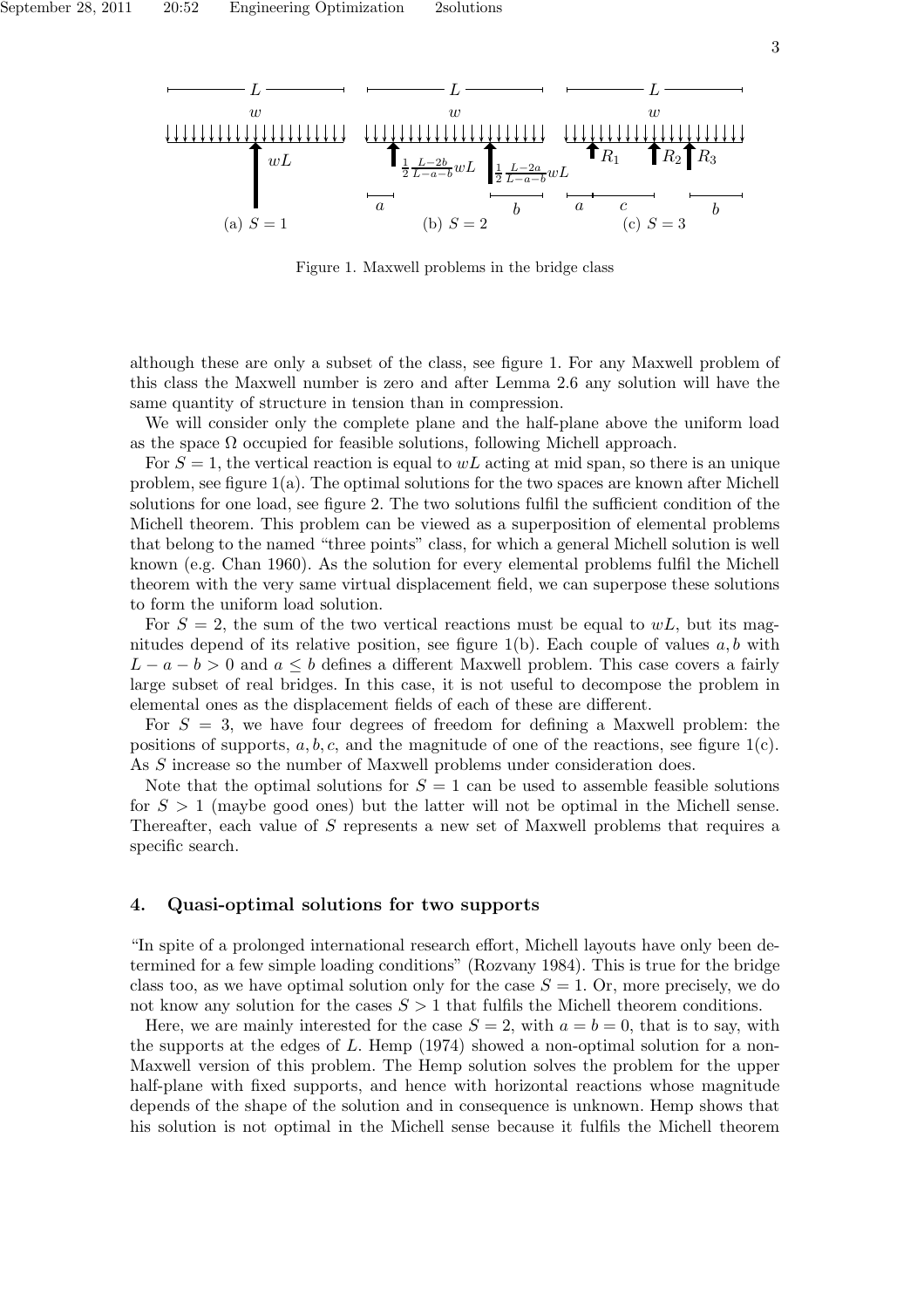Figure 1. Maxwell problems in the bridge class

although these are only a subset of the class, see figure 1. For any Maxwell problem of this class the Maxwell number is zero and after Lemma 2.6 any solution will have the same quantity of structure in tension than in compression.

We will consider only the complete plane and the half-plane above the uniform load as the space $\Omega$ occupied for feasible solutions, following Michell approach.

For $S = 1$, the vertical reaction is equal to $wL$ acting at mid span, so there is an unique problem, see figure 1(a). The optimal solutions for the two spaces are known after Michell solutions for one load, see figure 2. The two solutions fulfil the sufficient condition of the Michell theorem. This problem can be viewed as a superposition of elemental problems that belong to the named "three points" class, for which a general Michell solution is well known (e.g. Chan 1960). As the solution for every elemental problems fulfil the Michell theorem with the very same virtual displacement field, we can superpose these solutions to form the uniform load solution.

For $S = 2$, the sum of the two vertical reactions must be equal to $wL$, but its magnitudes depend of its relative position, see figure 1(b). Each couple of values $a, b$ with $L - a - b > 0$ and $a \leq b$ defines a different Maxwell problem. This case covers a fairly large subset of real bridges. In this case, it is not useful to decompose the problem in elemental ones as the displacement fields of each of these are different.

For $S = 3$, we have four degrees of freedom for defining a Maxwell problem: the positions of supports, $a, b, c$, and the magnitude of one of the reactions, see figure 1(c). As $S$ increase so the number of Maxwell problems under consideration does.

Note that the optimal solutions for $S = 1$ can be used to assemble feasible solutions for $S > 1$ (maybe good ones) but the latter will not be optimal in the Michell sense. Thereafter, each value of $S$ represents a new set of Maxwell problems that requires a specific search.

## 4. Quasi-optimal solutions for two supports

"In spite of a prolonged international research effort, Michell layouts have only been determined for a few simple loading conditions" (Rozvany 1984). This is true for the bridge class too, as we have optimal solution only for the case $S = 1$. Or, more precisely, we do not know any solution for the cases $S > 1$ that fulfils the Michell theorem conditions.

Here, we are mainly interested for the case $S = 2$, with $a = b = 0$, that is to say, with the supports at the edges of $L$. Hemp (1974) showed a non-optimal solution for a non-Maxwell version of this problem. The Hemp solution solves the problem for the upper half-plane with fixed supports, and hence with horizontal reactions whose magnitude depends of the shape of the solution and in consequence is unknown. Hemp shows that his solution is not optimal in the Michell sense because it fulfils the Michell theorem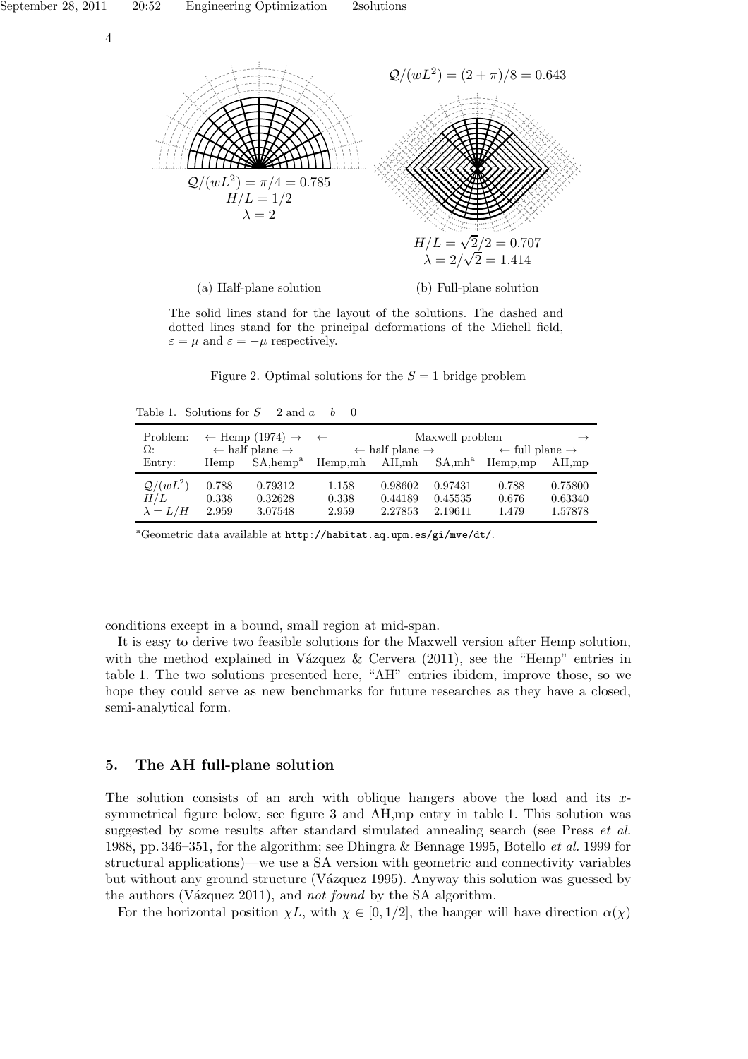$\mathcal{Q}/(wL^2) = (2+\pi)/8 = 0.643$

$\mathcal{Q}/(wL^2) = \pi/4 = 0.785$
$H/L = 1/2$
$\lambda = 2$

$H/L = \sqrt{2}/2 = 0.707$
$\lambda = 2/\sqrt{2} = 1.414$

(a) Half-plane solution

(b) Full-plane solution

The solid lines stand for the layout of the solutions. The dashed and dotted lines stand for the principal deformations of the Michell field, $\varepsilon = \mu$ and $\varepsilon = -\mu$ respectively.

Figure 2. Optimal solutions for the $S = 1$ bridge problem

Table 1. Solutions for $S = 2$ and $a = b = 0$

| Problem: | ← Hemp (1974) → | | ← | | Maxwell problem | | → |
|---|---|---|---|---|---|---|---|
| $\Omega$: | ← half plane → | | ← half plane → | | | ← full plane → | |
| Entry: | Hemp | SA,hemp[a] | Hemp,mh | AH,mh | SA,mh[a] | Hemp,mp | AH,mp |
| $\mathcal{Q}/(wL^2)$ | 0.788 | 0.79312 | 1.158 | 0.98602 | 0.97431 | 0.788 | 0.75800 |
| $H/L$ | 0.338 | 0.32628 | 0.338 | 0.44189 | 0.45535 | 0.676 | 0.63340 |
| $\lambda = L/H$ | 2.959 | 3.07548 | 2.959 | 2.27853 | 2.19611 | 1.479 | 1.57878 |

[a]Geometric data available at http://habitat.aq.upm.es/gi/mve/dt/.

conditions except in a bound, small region at mid-span.

It is easy to derive two feasible solutions for the Maxwell version after Hemp solution, with the method explained in Vázquez & Cervera (2011), see the "Hemp" entries in table 1. The two solutions presented here, "AH" entries ibidem, improve those, so we hope they could serve as new benchmarks for future researches as they have a closed, semi-analytical form.

## 5. The AH full-plane solution

The solution consists of an arch with oblique hangers above the load and its $x$-symmetrical figure below, see figure 3 and AH,mp entry in table 1. This solution was suggested by some results after standard simulated annealing search (see Press *et al.* 1988, pp. 346–351, for the algorithm; see Dhingra & Bennage 1995, Botello *et al.* 1999 for structural applications)—we use a SA version with geometric and connectivity variables but without any ground structure (Vázquez 1995). Anyway this solution was guessed by the authors (Vázquez 2011), and *not found* by the SA algorithm.

For the horizontal position $\chi L$, with $\chi \in [0, 1/2]$, the hanger will have direction $\alpha(\chi)$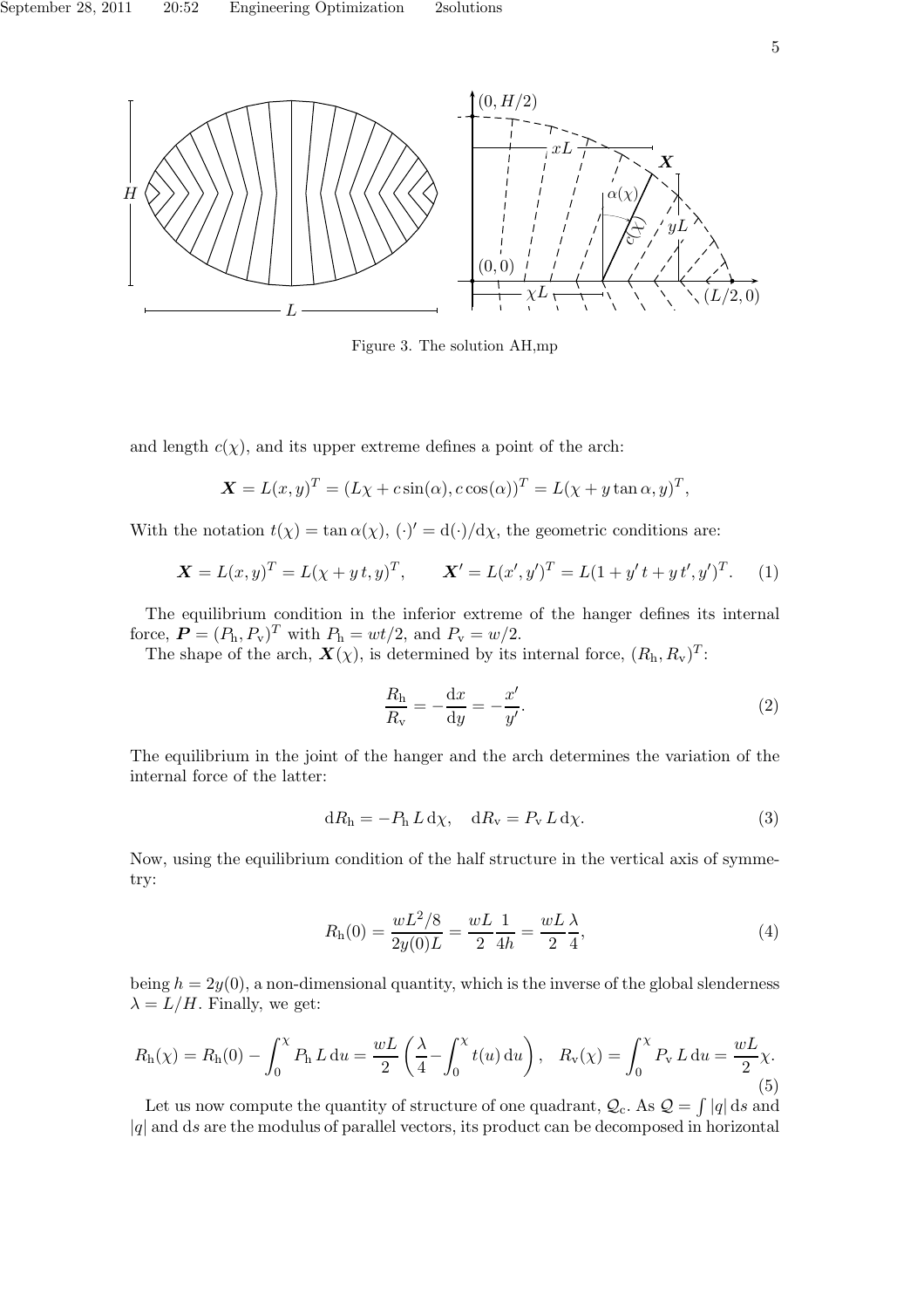Figure 3. The solution AH,mp

and length $c(\chi)$, and its upper extreme defines a point of the arch:

$$\boldsymbol{X} = L(x,y)^T = (L\chi + c\sin(\alpha), c\cos(\alpha))^T = L(\chi + y\tan\alpha, y)^T,$$

With the notation $t(\chi) = \tan\alpha(\chi)$, $(\cdot)' = \mathrm{d}(\cdot)/\mathrm{d}\chi$, the geometric conditions are:

$$\boldsymbol{X} = L(x,y)^T = L(\chi + y\,t, y)^T, \qquad \boldsymbol{X}' = L(x',y')^T = L(1 + y'\,t + y\,t', y')^T. \quad (1)$$

The equilibrium condition in the inferior extreme of the hanger defines its internal force, $\boldsymbol{P} = (P_\mathrm{h}, P_\mathrm{v})^T$ with $P_\mathrm{h} = wt/2$, and $P_\mathrm{v} = w/2$.

The shape of the arch, $\boldsymbol{X}(\chi)$, is determined by its internal force, $(R_\mathrm{h}, R_\mathrm{v})^T$:

$$\frac{R_\mathrm{h}}{R_\mathrm{v}} = -\frac{\mathrm{d}x}{\mathrm{d}y} = -\frac{x'}{y'}. \quad (2)$$

The equilibrium in the joint of the hanger and the arch determines the variation of the internal force of the latter:

$$\mathrm{d}R_\mathrm{h} = -P_\mathrm{h}\,L\,\mathrm{d}\chi, \quad \mathrm{d}R_\mathrm{v} = P_\mathrm{v}\,L\,\mathrm{d}\chi. \quad (3)$$

Now, using the equilibrium condition of the half structure in the vertical axis of symmetry:

$$R_\mathrm{h}(0) = \frac{wL^2/8}{2y(0)L} = \frac{wL}{2}\frac{1}{4h} = \frac{wL}{2}\frac{\lambda}{4}, \quad (4)$$

being $h = 2y(0)$, a non-dimensional quantity, which is the inverse of the global slenderness $\lambda = L/H$. Finally, we get:

$$R_\mathrm{h}(\chi) = R_\mathrm{h}(0) - \int_0^\chi P_\mathrm{h}\,L\,\mathrm{d}u = \frac{wL}{2}\left(\frac{\lambda}{4} - \int_0^\chi t(u)\,\mathrm{d}u\right), \quad R_\mathrm{v}(\chi) = \int_0^\chi P_\mathrm{v}\,L\,\mathrm{d}u = \frac{wL}{2}\chi. \quad (5)$$

Let us now compute the quantity of structure of one quadrant, $\mathcal{Q}_\mathrm{c}$. As $\mathcal{Q} = \int |q|\,\mathrm{d}s$ and $|q|$ and $\mathrm{d}s$ are the modulus of parallel vectors, its product can be decomposed in horizontal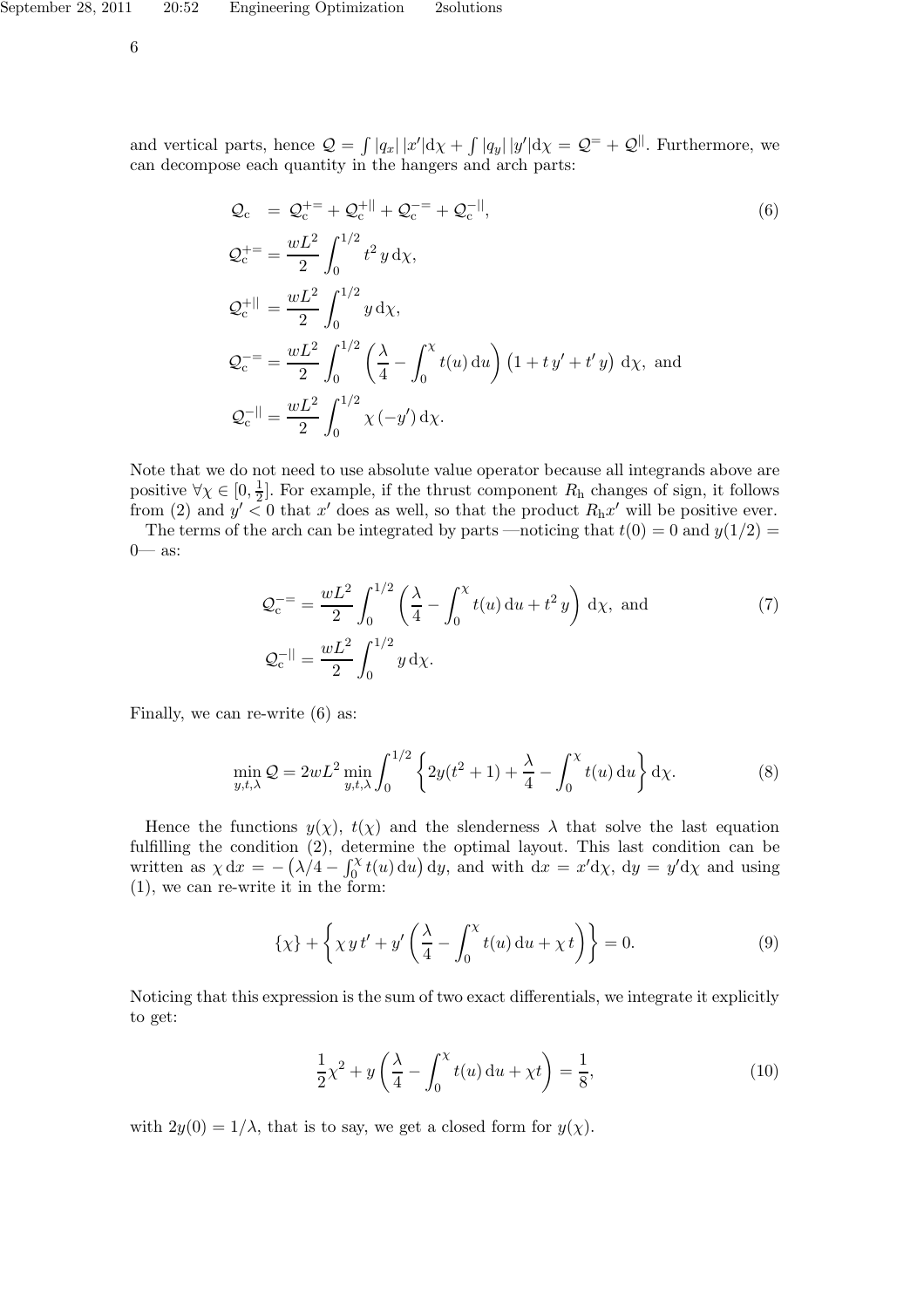and vertical parts, hence $\mathcal{Q} = \int |q_x|\,|x'|\mathrm{d}\chi + \int |q_y|\,|y'|\mathrm{d}\chi = \mathcal{Q}^{=} + \mathcal{Q}^{||}$. Furthermore, we can decompose each quantity in the hangers and arch parts:

$$
\begin{aligned}
\mathcal{Q}_\mathrm{c} &= \mathcal{Q}_\mathrm{c}^{+=} + \mathcal{Q}_\mathrm{c}^{+||} + \mathcal{Q}_\mathrm{c}^{-=} + \mathcal{Q}_\mathrm{c}^{-||}, \\
\mathcal{Q}_\mathrm{c}^{+=} &= \frac{wL^2}{2}\int_0^{1/2} t^2\, y\, \mathrm{d}\chi, \\
\mathcal{Q}_\mathrm{c}^{+||} &= \frac{wL^2}{2}\int_0^{1/2} y\, \mathrm{d}\chi, \\
\mathcal{Q}_\mathrm{c}^{-=} &= \frac{wL^2}{2}\int_0^{1/2} \left(\frac{\lambda}{4} - \int_0^{\chi} t(u)\,\mathrm{d}u\right)\left(1 + t\,y' + t'\,y\right)\,\mathrm{d}\chi, \text{ and} \\
\mathcal{Q}_\mathrm{c}^{-||} &= \frac{wL^2}{2}\int_0^{1/2} \chi\,(-y')\,\mathrm{d}\chi.
\end{aligned}
\tag{6}
$$

Note that we do not need to use absolute value operator because all integrands above are positive $\forall \chi \in [0, \frac{1}{2}]$. For example, if the thrust component $R_\mathrm{h}$ changes of sign, it follows from (2) and $y' < 0$ that $x'$ does as well, so that the product $R_\mathrm{h} x'$ will be positive ever.

The terms of the arch can be integrated by parts —noticing that $t(0) = 0$ and $y(1/2) = 0$— as:

$$
\begin{aligned}
\mathcal{Q}_\mathrm{c}^{-=} &= \frac{wL^2}{2}\int_0^{1/2} \left(\frac{\lambda}{4} - \int_0^{\chi} t(u)\,\mathrm{d}u + t^2\,y\right)\,\mathrm{d}\chi, \text{ and} \\
\mathcal{Q}_\mathrm{c}^{-||} &= \frac{wL^2}{2}\int_0^{1/2} y\,\mathrm{d}\chi.
\end{aligned}
\tag{7}
$$

Finally, we can re-write (6) as:

$$
\min_{y,t,\lambda} \mathcal{Q} = 2wL^2 \min_{y,t,\lambda} \int_0^{1/2} \left\{ 2y(t^2+1) + \frac{\lambda}{4} - \int_0^{\chi} t(u)\,\mathrm{d}u \right\} \mathrm{d}\chi. \tag{8}
$$

Hence the functions $y(\chi)$, $t(\chi)$ and the slenderness $\lambda$ that solve the last equation fulfilling the condition (2), determine the optimal layout. This last condition can be written as $\chi\,\mathrm{d}x = -\left(\lambda/4 - \int_0^{\chi} t(u)\,\mathrm{d}u\right)\mathrm{d}y$, and with $\mathrm{d}x = x'\mathrm{d}\chi$, $\mathrm{d}y = y'\mathrm{d}\chi$ and using (1), we can re-write it in the form:

$$
\{\chi\} + \left\{ \chi\, y\, t' + y' \left( \frac{\lambda}{4} - \int_0^{\chi} t(u)\,\mathrm{d}u + \chi\, t \right) \right\} = 0. \tag{9}
$$

Noticing that this expression is the sum of two exact differentials, we integrate it explicitly to get:

$$
\frac{1}{2}\chi^2 + y\left( \frac{\lambda}{4} - \int_0^{\chi} t(u)\,\mathrm{d}u + \chi t \right) = \frac{1}{8}, \tag{10}
$$

with $2y(0) = 1/\lambda$, that is to say, we get a closed form for $y(\chi)$.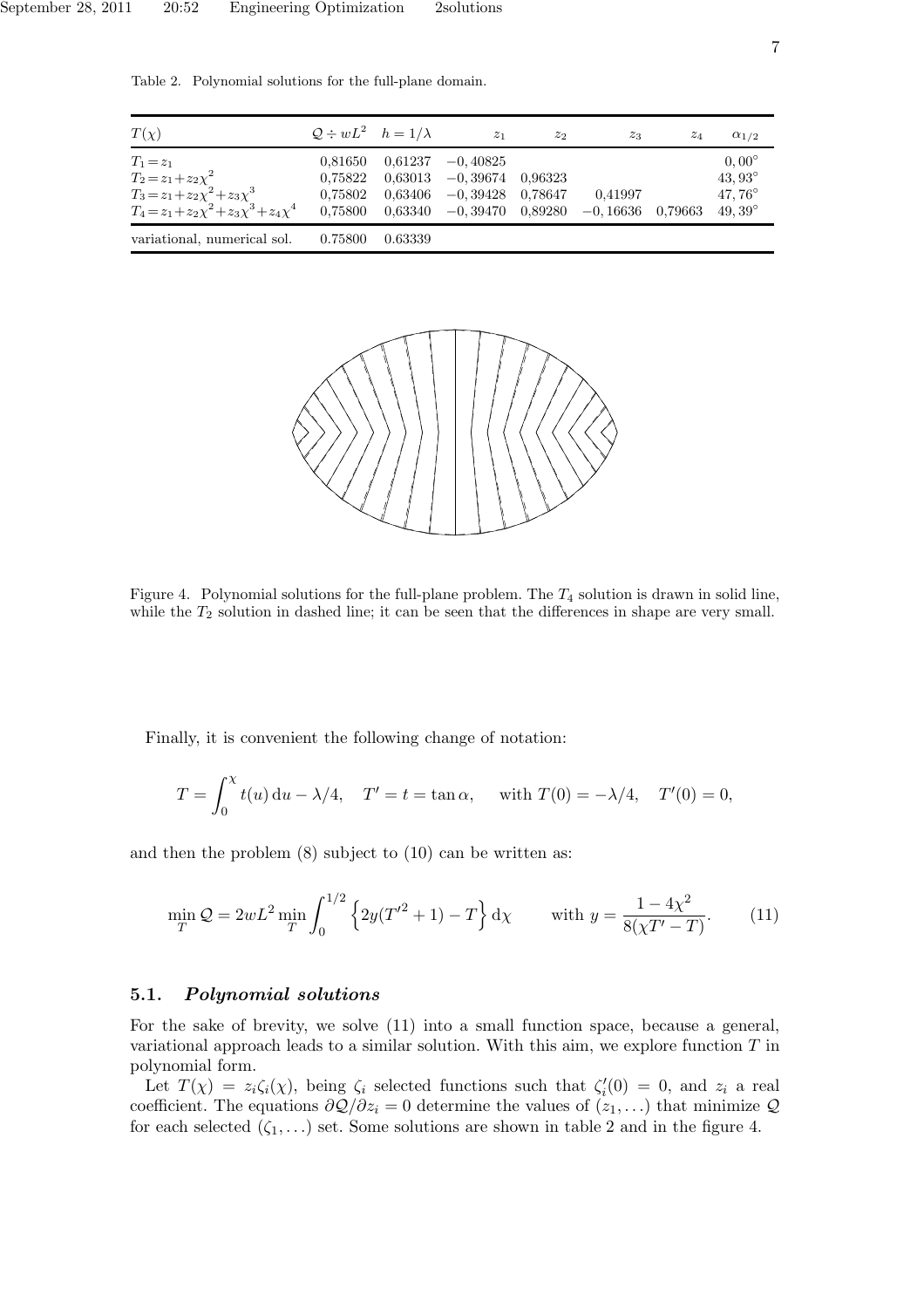Table 2. Polynomial solutions for the full-plane domain.

| $T(\chi)$ | $\mathcal{Q} \div wL^2$ | $h = 1/\lambda$ | $z_1$ | $z_2$ | $z_3$ | $z_4$ | $\alpha_{1/2}$ |
|---|---|---|---|---|---|---|---|
| $T_1 = z_1$ | 0,81650 | 0,61237 | $-0,40825$ | | | | $0,00^\circ$ |
| $T_2 = z_1 + z_2\chi^2$ | 0,75822 | 0,63013 | $-0,39674$ | 0,96323 | | | $43,93^\circ$ |
| $T_3 = z_1 + z_2\chi^2 + z_3\chi^3$ | 0,75802 | 0,63406 | $-0,39428$ | 0,78647 | 0,41997 | | $47,76^\circ$ |
| $T_4 = z_1 + z_2\chi^2 + z_3\chi^3 + z_4\chi^4$ | 0,75800 | 0,63340 | $-0,39470$ | 0,89280 | $-0,16636$ | 0,79663 | $49,39^\circ$ |
| variational, numerical sol. | 0.75800 | 0.63339 | | | | | |

Figure 4. Polynomial solutions for the full-plane problem. The $T_4$ solution is drawn in solid line, while the $T_2$ solution in dashed line; it can be seen that the differences in shape are very small.

Finally, it is convenient the following change of notation:

$$T = \int_0^\chi t(u)\,\mathrm{d}u - \lambda/4, \quad T' = t = \tan\alpha, \qquad \text{with } T(0) = -\lambda/4, \quad T'(0) = 0,$$

and then the problem (8) subject to (10) can be written as:

$$\min_T \mathcal{Q} = 2wL^2 \min_T \int_0^{1/2} \left\{ 2y(T'^2 + 1) - T \right\} \mathrm{d}\chi \qquad \text{with } y = \frac{1 - 4\chi^2}{8(\chi T' - T)}. \tag{11}$$

### 5.1. *Polynomial solutions*

For the sake of brevity, we solve (11) into a small function space, because a general, variational approach leads to a similar solution. With this aim, we explore function $T$ in polynomial form.

Let $T(\chi) = z_i\zeta_i(\chi)$, being $\zeta_i$ selected functions such that $\zeta_i'(0) = 0$, and $z_i$ a real coefficient. The equations $\partial\mathcal{Q}/\partial z_i = 0$ determine the values of $(z_1, \ldots)$ that minimize $\mathcal{Q}$ for each selected $(\zeta_1, \ldots)$ set. Some solutions are shown in table 2 and in the figure 4.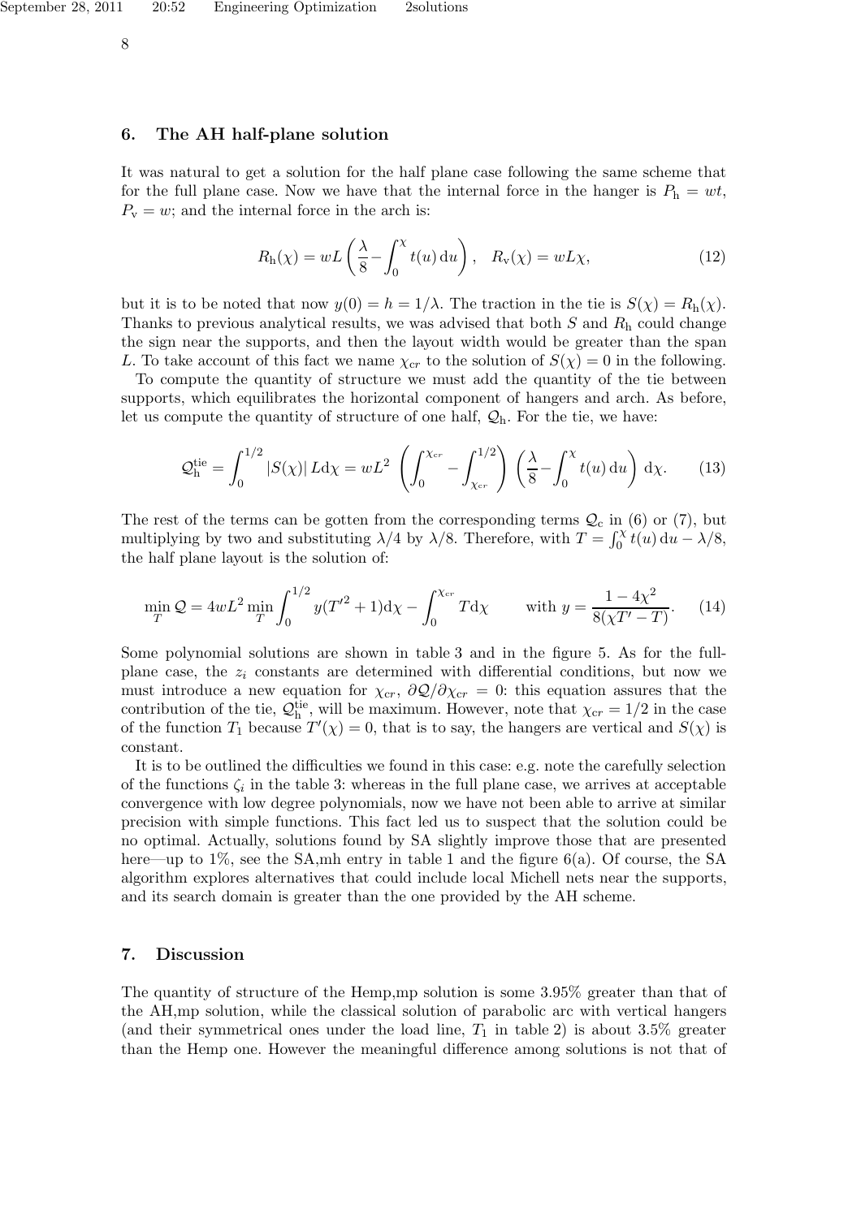## 6. The AH half-plane solution

It was natural to get a solution for the half plane case following the same scheme that for the full plane case. Now we have that the internal force in the hanger is $P_\mathrm{h} = wt$, $P_\mathrm{v} = w$; and the internal force in the arch is:

$$R_\mathrm{h}(\chi) = wL\left(\frac{\lambda}{8} - \int_0^\chi t(u)\,\mathrm{d}u\right), \quad R_\mathrm{v}(\chi) = wL\chi, \tag{12}$$

but it is to be noted that now $y(0) = h = 1/\lambda$. The traction in the tie is $S(\chi) = R_\mathrm{h}(\chi)$. Thanks to previous analytical results, we was advised that both $S$ and $R_\mathrm{h}$ could change the sign near the supports, and then the layout width would be greater than the span $L$. To take account of this fact we name $\chi_{cr}$ to the solution of $S(\chi) = 0$ in the following.

To compute the quantity of structure we must add the quantity of the tie between supports, which equilibrates the horizontal component of hangers and arch. As before, let us compute the quantity of structure of one half, $\mathcal{Q}_\mathrm{h}$. For the tie, we have:

$$\mathcal{Q}_\mathrm{h}^\mathrm{tie} = \int_0^{1/2} |S(\chi)|\, L\mathrm{d}\chi = wL^2 \left(\int_0^{\chi_{cr}} - \int_{\chi_{cr}}^{1/2}\right)\left(\frac{\lambda}{8} - \int_0^\chi t(u)\,\mathrm{d}u\right)\mathrm{d}\chi. \tag{13}$$

The rest of the terms can be gotten from the corresponding terms $\mathcal{Q}_\mathrm{c}$ in (6) or (7), but multiplying by two and substituting $\lambda/4$ by $\lambda/8$. Therefore, with $T = \int_0^\chi t(u)\,\mathrm{d}u - \lambda/8$, the half plane layout is the solution of:

$$\min_T \mathcal{Q} = 4wL^2 \min_T \int_0^{1/2} y({T'}^2 + 1)\mathrm{d}\chi - \int_0^{\chi_{cr}} T\mathrm{d}\chi \qquad \text{with } y = \frac{1 - 4\chi^2}{8(\chi T' - T)}. \tag{14}$$

Some polynomial solutions are shown in table 3 and in the figure 5. As for the full-plane case, the $z_i$ constants are determined with differential conditions, but now we must introduce a new equation for $\chi_\mathrm{cr}$, $\partial\mathcal{Q}/\partial\chi_\mathrm{cr} = 0$: this equation assures that the contribution of the tie, $\mathcal{Q}_\mathrm{h}^\mathrm{tie}$, will be maximum. However, note that $\chi_{cr} = 1/2$ in the case of the function $T_1$ because $T'(\chi) = 0$, that is to say, the hangers are vertical and $S(\chi)$ is constant.

It is to be outlined the difficulties we found in this case: e.g. note the carefully selection of the functions $\zeta_i$ in the table 3: whereas in the full plane case, we arrives at acceptable convergence with low degree polynomials, now we have not been able to arrive at similar precision with simple functions. This fact led us to suspect that the solution could be no optimal. Actually, solutions found by SA slightly improve those that are presented here—up to 1%, see the SA,mh entry in table 1 and the figure 6(a). Of course, the SA algorithm explores alternatives that could include local Michell nets near the supports, and its search domain is greater than the one provided by the AH scheme.

## 7. Discussion

The quantity of structure of the Hemp,mp solution is some 3.95% greater than that of the AH,mp solution, while the classical solution of parabolic arc with vertical hangers (and their symmetrical ones under the load line, $T_1$ in table 2) is about 3.5% greater than the Hemp one. However the meaningful difference among solutions is not that of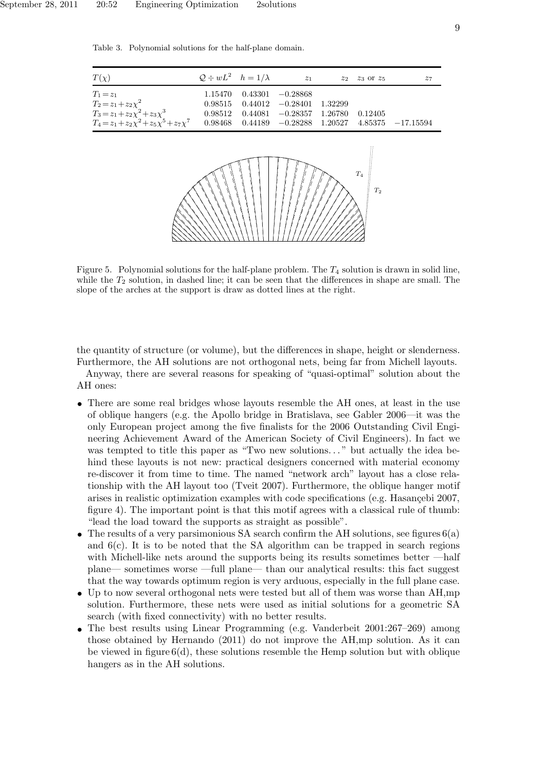Table 3. Polynomial solutions for the half-plane domain.

| $T(\chi)$ | $\mathcal{Q} \div wL^2$ | $h = 1/\lambda$ | $z_1$ | $z_2$ | $z_3$ or $z_5$ | $z_7$ |
|---|---|---|---|---|---|---|
| $T_1 = z_1$ | 1.15470 | 0.43301 | −0.28868 | | | |
| $T_2 = z_1 + z_2\chi^2$ | 0.98515 | 0.44012 | −0.28401 | 1.32299 | | |
| $T_3 = z_1 + z_2\chi^2 + z_3\chi^3$ | 0.98512 | 0.44081 | −0.28357 | 1.26780 | 0.12405 | |
| $T_4 = z_1 + z_2\chi^2 + z_5\chi^5 + z_7\chi^7$ | 0.98468 | 0.44189 | −0.28288 | 1.20527 | 4.85375 | −17.15594 |

Figure 5. Polynomial solutions for the half-plane problem. The $T_4$ solution is drawn in solid line, while the $T_2$ solution, in dashed line; it can be seen that the differences in shape are small. The slope of the arches at the support is draw as dotted lines at the right.

the quantity of structure (or volume), but the differences in shape, height or slenderness. Furthermore, the AH solutions are not orthogonal nets, being far from Michell layouts.

Anyway, there are several reasons for speaking of "quasi-optimal" solution about the AH ones:

- There are some real bridges whose layouts resemble the AH ones, at least in the use of oblique hangers (e.g. the Apollo bridge in Bratislava, see Gabler 2006—it was the only European project among the five finalists for the 2006 Outstanding Civil Engineering Achievement Award of the American Society of Civil Engineers). In fact we was tempted to title this paper as "Two new solutions…" but actually the idea behind these layouts is not new: practical designers concerned with material economy re-discover it from time to time. The named "network arch" layout has a close relationship with the AH layout too (Tveit 2007). Furthermore, the oblique hanger motif arises in realistic optimization examples with code specifications (e.g. Hasançebi 2007, figure 4). The important point is that this motif agrees with a classical rule of thumb: "lead the load toward the supports as straight as possible".
- The results of a very parsimonious SA search confirm the AH solutions, see figures 6(a) and 6(c). It is to be noted that the SA algorithm can be trapped in search regions with Michell-like nets around the supports being its results sometimes better —half plane— sometimes worse —full plane— than our analytical results: this fact suggest that the way towards optimum region is very arduous, especially in the full plane case.
- Up to now several orthogonal nets were tested but all of them was worse than AH,mp solution. Furthermore, these nets were used as initial solutions for a geometric SA search (with fixed connectivity) with no better results.
- The best results using Linear Programming (e.g. Vanderbeit 2001:267–269) among those obtained by Hernando (2011) do not improve the AH,mp solution. As it can be viewed in figure 6(d), these solutions resemble the Hemp solution but with oblique hangers as in the AH solutions.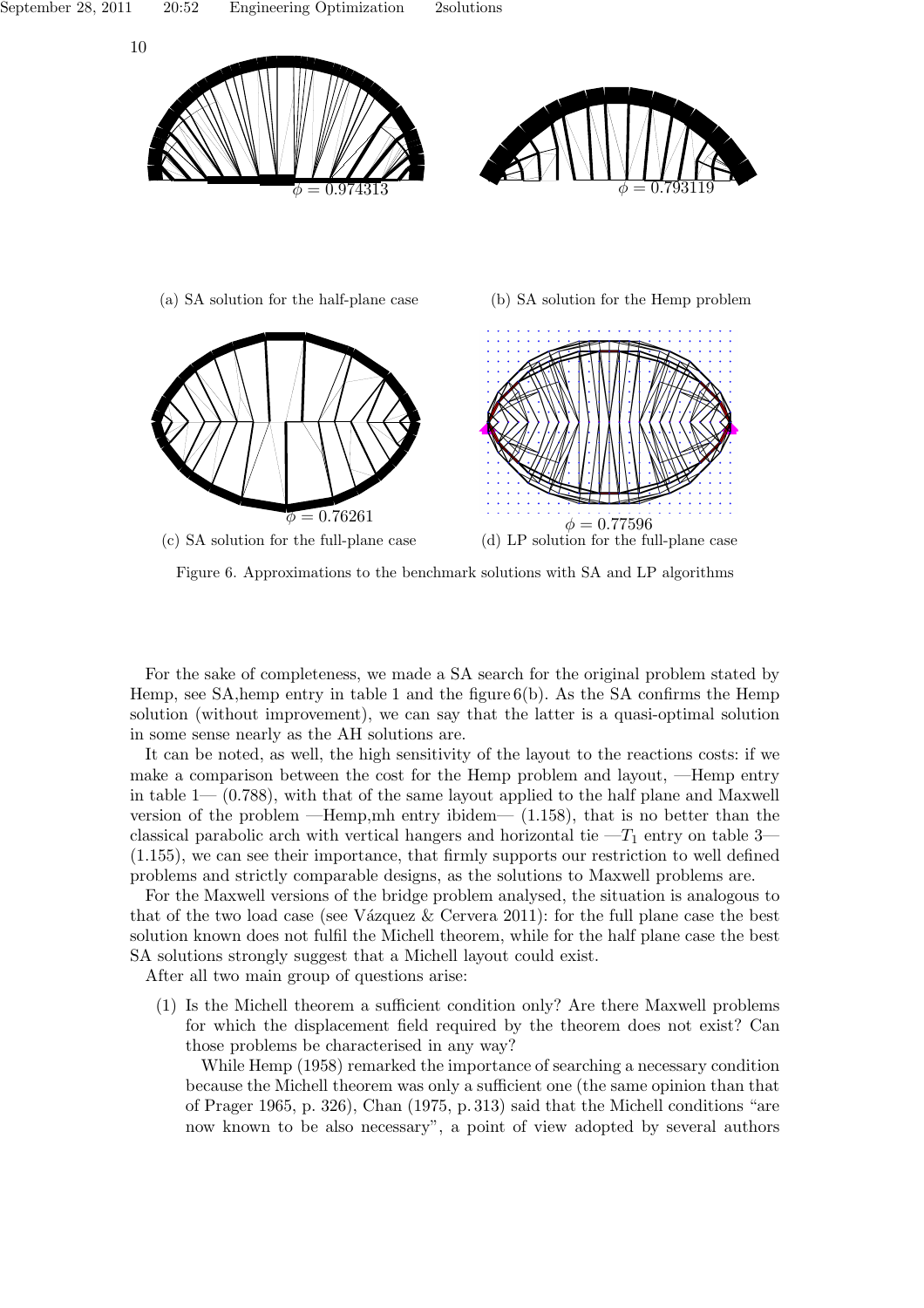$\phi = 0.974313$

(a) SA solution for the half-plane case

$\phi = 0.793119$

(b) SA solution for the Hemp problem

$\phi = 0.76261$

(c) SA solution for the full-plane case

$\phi = 0.77596$

(d) LP solution for the full-plane case

Figure 6. Approximations to the benchmark solutions with SA and LP algorithms

For the sake of completeness, we made a SA search for the original problem stated by Hemp, see SA,hemp entry in table 1 and the figure 6(b). As the SA confirms the Hemp solution (without improvement), we can say that the latter is a quasi-optimal solution in some sense nearly as the AH solutions are.

It can be noted, as well, the high sensitivity of the layout to the reactions costs: if we make a comparison between the cost for the Hemp problem and layout, —Hemp entry in table 1— (0.788), with that of the same layout applied to the half plane and Maxwell version of the problem —Hemp,mh entry ibidem— (1.158), that is no better than the classical parabolic arch with vertical hangers and horizontal tie —$T_1$ entry on table 3— (1.155), we can see their importance, that firmly supports our restriction to well defined problems and strictly comparable designs, as the solutions to Maxwell problems are.

For the Maxwell versions of the bridge problem analysed, the situation is analogous to that of the two load case (see Vázquez & Cervera 2011): for the full plane case the best solution known does not fulfil the Michell theorem, while for the half plane case the best SA solutions strongly suggest that a Michell layout could exist.

After all two main group of questions arise:

(1) Is the Michell theorem a sufficient condition only? Are there Maxwell problems for which the displacement field required by the theorem does not exist? Can those problems be characterised in any way?

While Hemp (1958) remarked the importance of searching a necessary condition because the Michell theorem was only a sufficient one (the same opinion than that of Prager 1965, p. 326), Chan (1975, p. 313) said that the Michell conditions "are now known to be also necessary", a point of view adopted by several authors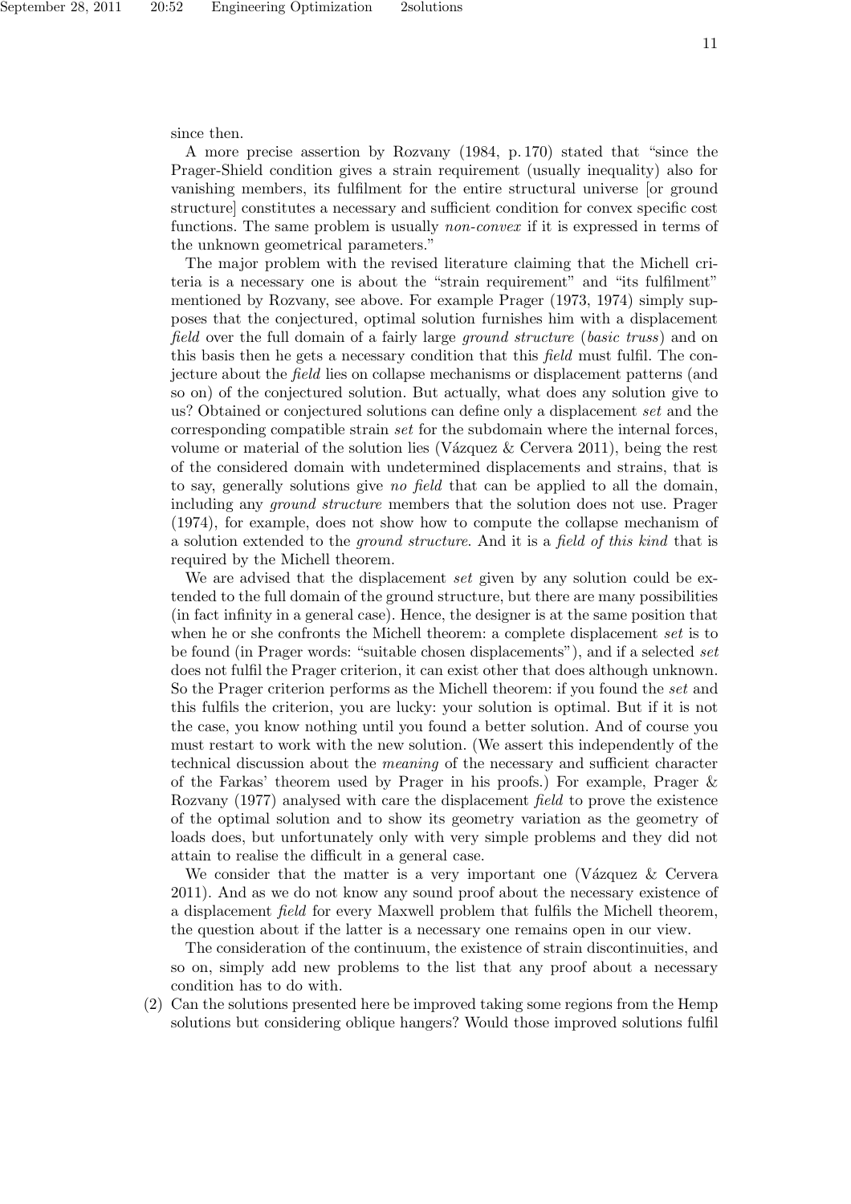since then.

A more precise assertion by Rozvany (1984, p. 170) stated that "since the Prager-Shield condition gives a strain requirement (usually inequality) also for vanishing members, its fulfilment for the entire structural universe [or ground structure] constitutes a necessary and sufficient condition for convex specific cost functions. The same problem is usually *non-convex* if it is expressed in terms of the unknown geometrical parameters."

The major problem with the revised literature claiming that the Michell criteria is a necessary one is about the "strain requirement" and "its fulfilment" mentioned by Rozvany, see above. For example Prager (1973, 1974) simply supposes that the conjectured, optimal solution furnishes him with a displacement *field* over the full domain of a fairly large *ground structure* (*basic truss*) and on this basis then he gets a necessary condition that this *field* must fulfil. The conjecture about the *field* lies on collapse mechanisms or displacement patterns (and so on) of the conjectured solution. But actually, what does any solution give to us? Obtained or conjectured solutions can define only a displacement *set* and the corresponding compatible strain *set* for the subdomain where the internal forces, volume or material of the solution lies (Vázquez & Cervera 2011), being the rest of the considered domain with undetermined displacements and strains, that is to say, generally solutions give *no field* that can be applied to all the domain, including any *ground structure* members that the solution does not use. Prager (1974), for example, does not show how to compute the collapse mechanism of a solution extended to the *ground structure*. And it is a *field of this kind* that is required by the Michell theorem.

We are advised that the displacement *set* given by any solution could be extended to the full domain of the ground structure, but there are many possibilities (in fact infinity in a general case). Hence, the designer is at the same position that when he or she confronts the Michell theorem: a complete displacement *set* is to be found (in Prager words: "suitable chosen displacements"), and if a selected *set* does not fulfil the Prager criterion, it can exist other that does although unknown. So the Prager criterion performs as the Michell theorem: if you found the *set* and this fulfils the criterion, you are lucky: your solution is optimal. But if it is not the case, you know nothing until you found a better solution. And of course you must restart to work with the new solution. (We assert this independently of the technical discussion about the *meaning* of the necessary and sufficient character of the Farkas' theorem used by Prager in his proofs.) For example, Prager & Rozvany (1977) analysed with care the displacement *field* to prove the existence of the optimal solution and to show its geometry variation as the geometry of loads does, but unfortunately only with very simple problems and they did not attain to realise the difficult in a general case.

We consider that the matter is a very important one (Vázquez & Cervera 2011). And as we do not know any sound proof about the necessary existence of a displacement *field* for every Maxwell problem that fulfils the Michell theorem, the question about if the latter is a necessary one remains open in our view.

The consideration of the continuum, the existence of strain discontinuities, and so on, simply add new problems to the list that any proof about a necessary condition has to do with.

(2) Can the solutions presented here be improved taking some regions from the Hemp solutions but considering oblique hangers? Would those improved solutions fulfil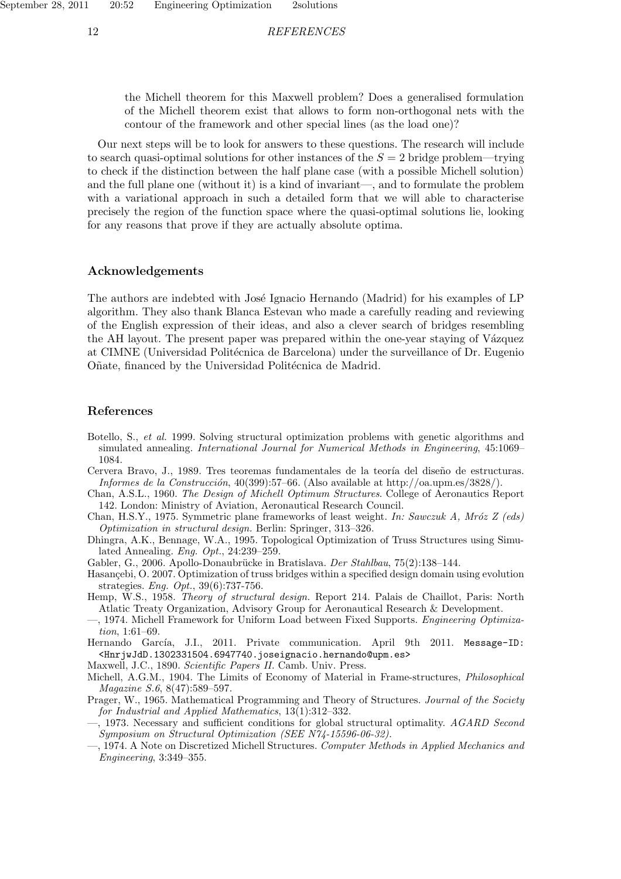the Michell theorem for this Maxwell problem? Does a generalised formulation of the Michell theorem exist that allows to form non-orthogonal nets with the contour of the framework and other special lines (as the load one)?

Our next steps will be to look for answers to these questions. The research will include to search quasi-optimal solutions for other instances of the $S = 2$ bridge problem—trying to check if the distinction between the half plane case (with a possible Michell solution) and the full plane one (without it) is a kind of invariant—, and to formulate the problem with a variational approach in such a detailed form that we will able to characterise precisely the region of the function space where the quasi-optimal solutions lie, looking for any reasons that prove if they are actually absolute optima.

## Acknowledgements

The authors are indebted with José Ignacio Hernando (Madrid) for his examples of LP algorithm. They also thank Blanca Estevan who made a carefully reading and reviewing of the English expression of their ideas, and also a clever search of bridges resembling the AH layout. The present paper was prepared within the one-year staying of Vázquez at CIMNE (Universidad Politécnica de Barcelona) under the surveillance of Dr. Eugenio Oñate, financed by the Universidad Politécnica de Madrid.

## References

Botello, S., *et al.* 1999. Solving structural optimization problems with genetic algorithms and simulated annealing. *International Journal for Numerical Methods in Engineering*, 45:1069–1084.

Cervera Bravo, J., 1989. Tres teoremas fundamentales de la teoría del diseño de estructuras. *Informes de la Construcción*, 40(399):57–66. (Also available at http://oa.upm.es/3828/).

Chan, A.S.L., 1960. *The Design of Michell Optimum Structures*. College of Aeronautics Report 142. London: Ministry of Aviation, Aeronautical Research Council.

Chan, H.S.Y., 1975. Symmetric plane frameworks of least weight. *In: Sawczuk A, Mróz Z (eds) Optimization in structural design.* Berlin: Springer, 313–326.

Dhingra, A.K., Bennage, W.A., 1995. Topological Optimization of Truss Structures using Simulated Annealing. *Eng. Opt.*, 24:239–259.

Gabler, G., 2006. Apollo-Donaubrücke in Bratislava. *Der Stahlbau*, 75(2):138–144.

Hasançebi, O. 2007. Optimization of truss bridges within a specified design domain using evolution strategies. *Eng. Opt.*, 39(6):737-756.

Hemp, W.S., 1958. *Theory of structural design.* Report 214. Palais de Chaillot, Paris: North Atlatic Treaty Organization, Advisory Group for Aeronautical Research & Development.

—, 1974. Michell Framework for Uniform Load between Fixed Supports. *Engineering Optimization*, 1:61–69.

Hernando García, J.I., 2011. Private communication. April 9th 2011. Message-ID: <HnrjwJdD.1302331504.6947740.joseignacio.hernando@upm.es>

Maxwell, J.C., 1890. *Scientific Papers II*. Camb. Univ. Press.

Michell, A.G.M., 1904. The Limits of Economy of Material in Frame-structures, *Philosophical Magazine S.6*, 8(47):589–597.

Prager, W., 1965. Mathematical Programming and Theory of Structures. *Journal of the Society for Industrial and Applied Mathematics*, 13(1):312–332.

—, 1973. Necessary and sufficient conditions for global structural optimality. *AGARD Second Symposium on Structural Optimization (SEE N74-15596-06-32).*

—, 1974. A Note on Discretized Michell Structures. *Computer Methods in Applied Mechanics and Engineering*, 3:349–355.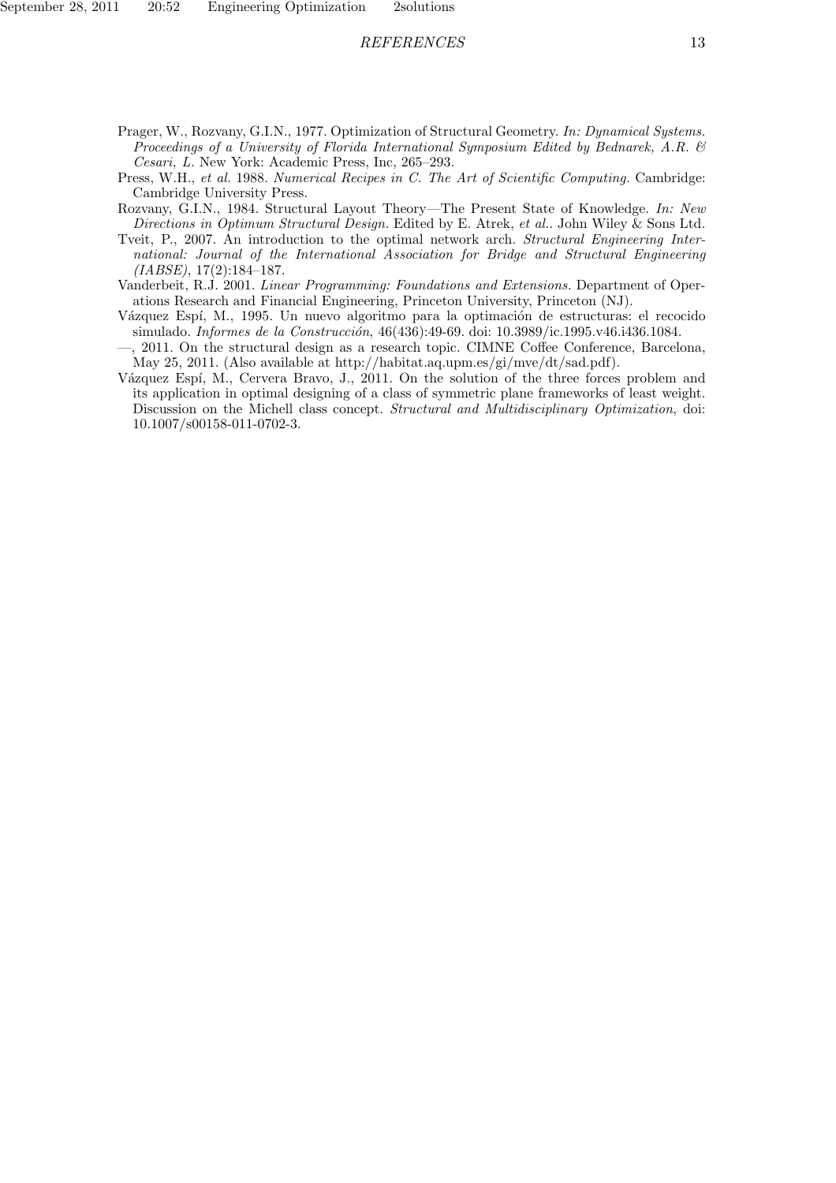Prager, W., Rozvany, G.I.N., 1977. Optimization of Structural Geometry. *In: Dynamical Systems. Proceedings of a University of Florida International Symposium Edited by Bednarek, A.R. & Cesari, L.* New York: Academic Press, Inc, 265–293.

Press, W.H., *et al.* 1988. *Numerical Recipes in C. The Art of Scientific Computing.* Cambridge: Cambridge University Press.

Rozvany, G.I.N., 1984. Structural Layout Theory—The Present State of Knowledge. *In: New Directions in Optimum Structural Design.* Edited by E. Atrek, *et al.*. John Wiley & Sons Ltd.

Tveit, P., 2007. An introduction to the optimal network arch. *Structural Engineering International: Journal of the International Association for Bridge and Structural Engineering (IABSE)*, 17(2):184–187.

Vanderbeit, R.J. 2001. *Linear Programming: Foundations and Extensions.* Department of Operations Research and Financial Engineering, Princeton University, Princeton (NJ).

Vázquez Espí, M., 1995. Un nuevo algoritmo para la optimación de estructuras: el recocido simulado. *Informes de la Construcción*, 46(436):49-69. doi: 10.3989/ic.1995.v46.i436.1084.

—, 2011. On the structural design as a research topic. CIMNE Coffee Conference, Barcelona, May 25, 2011. (Also available at http://habitat.aq.upm.es/gi/mve/dt/sad.pdf).

Vázquez Espí, M., Cervera Bravo, J., 2011. On the solution of the three forces problem and its application in optimal designing of a class of symmetric plane frameworks of least weight. Discussion on the Michell class concept. *Structural and Multidisciplinary Optimization*, doi: 10.1007/s00158-011-0702-3.